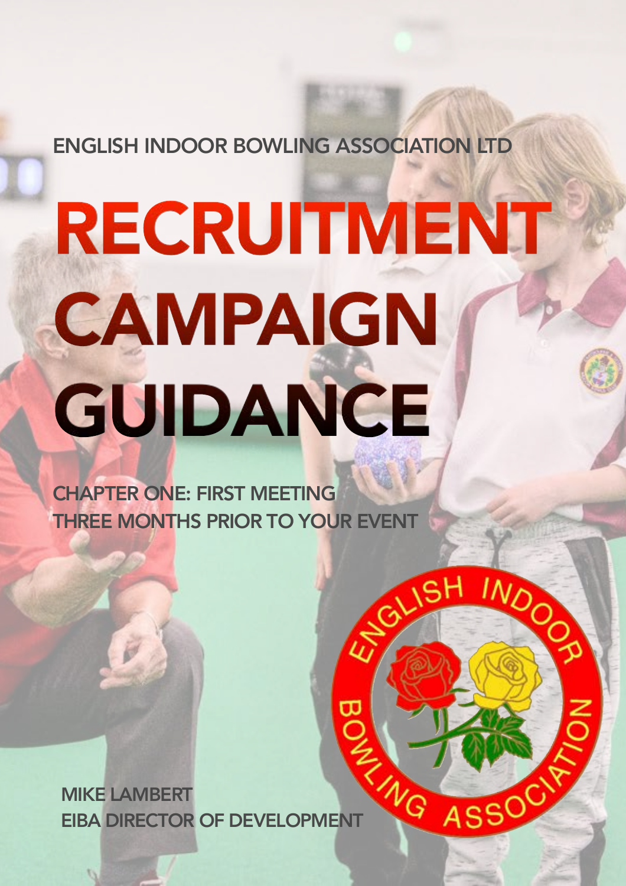ENGLISH INDOOR BOWLING ASSOCIATION LTD

# RECRUITMENT CAMPAIGN GUIDANCE

## CHAPTER ONE: FIRST MEETING
## THREE MONTHS PRIOR TO YOUR EVENT

MIKE LAMBERT
EIBA DIRECTOR OF DEVELOPMENT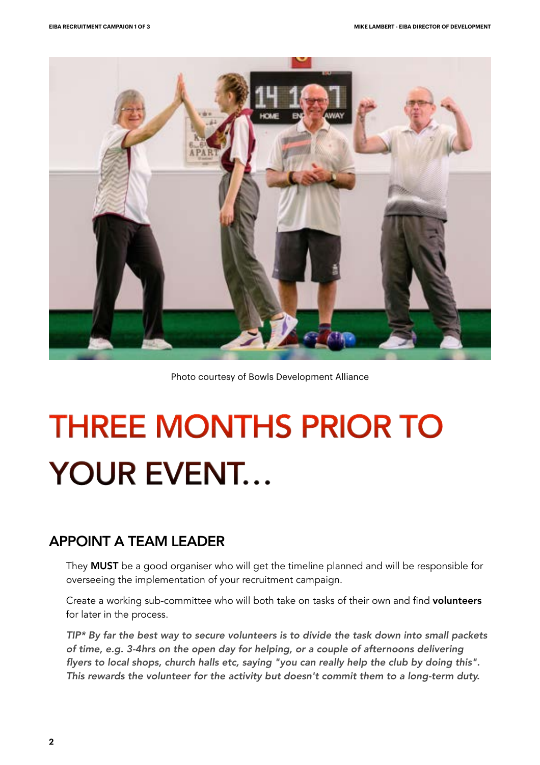Photo courtesy of Bowls Development Alliance

# THREE MONTHS PRIOR TO YOUR EVENT...

## APPOINT A TEAM LEADER

They **MUST** be a good organiser who will get the timeline planned and will be responsible for overseeing the implementation of your recruitment campaign.

Create a working sub-committee who will both take on tasks of their own and find **volunteers** for later in the process.

*TIP* By far the best way to secure volunteers is to divide the task down into small packets of time, e.g. 3-4hrs on the open day for helping, or a couple of afternoons delivering flyers to local shops, church halls etc, saying "you can really help the club by doing this". This rewards the volunteer for the activity but doesn't commit them to a long-term duty.*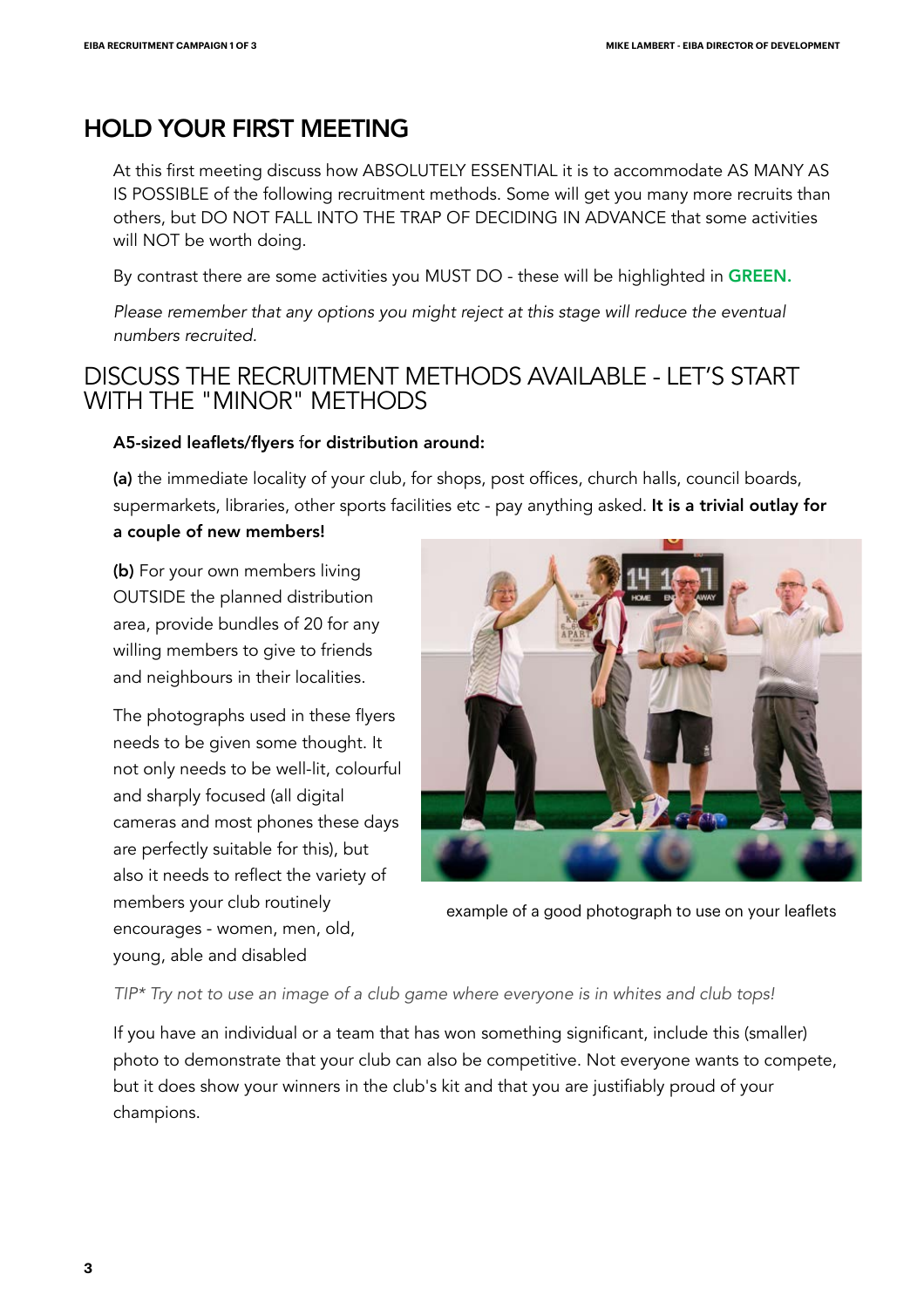## HOLD YOUR FIRST MEETING

At this first meeting discuss how ABSOLUTELY ESSENTIAL it is to accommodate AS MANY AS IS POSSIBLE of the following recruitment methods. Some will get you many more recruits than others, but DO NOT FALL INTO THE TRAP OF DECIDING IN ADVANCE that some activities will NOT be worth doing.

By contrast there are some activities you MUST DO - these will be highlighted in **GREEN.**

*Please remember that any options you might reject at this stage will reduce the eventual numbers recruited.*

## DISCUSS THE RECRUITMENT METHODS AVAILABLE - LET'S START WITH THE "MINOR" METHODS

**A5-sized leaflets/flyers** for **distribution around:**

**(a)** the immediate locality of your club, for shops, post offices, church halls, council boards, supermarkets, libraries, other sports facilities etc - pay anything asked. **It is a trivial outlay for a couple of new members!**

**(b)** For your own members living OUTSIDE the planned distribution area, provide bundles of 20 for any willing members to give to friends and neighbours in their localities.

The photographs used in these flyers needs to be given some thought. It not only needs to be well-lit, colourful and sharply focused (all digital cameras and most phones these days are perfectly suitable for this), but also it needs to reflect the variety of members your club routinely encourages - women, men, old, young, able and disabled

example of a good photograph to use on your leaflets

*TIP* Try not to use an image of a club game where everyone is in whites and club tops!*

If you have an individual or a team that has won something significant, include this (smaller) photo to demonstrate that your club can also be competitive. Not everyone wants to compete, but it does show your winners in the club's kit and that you are justifiably proud of your champions.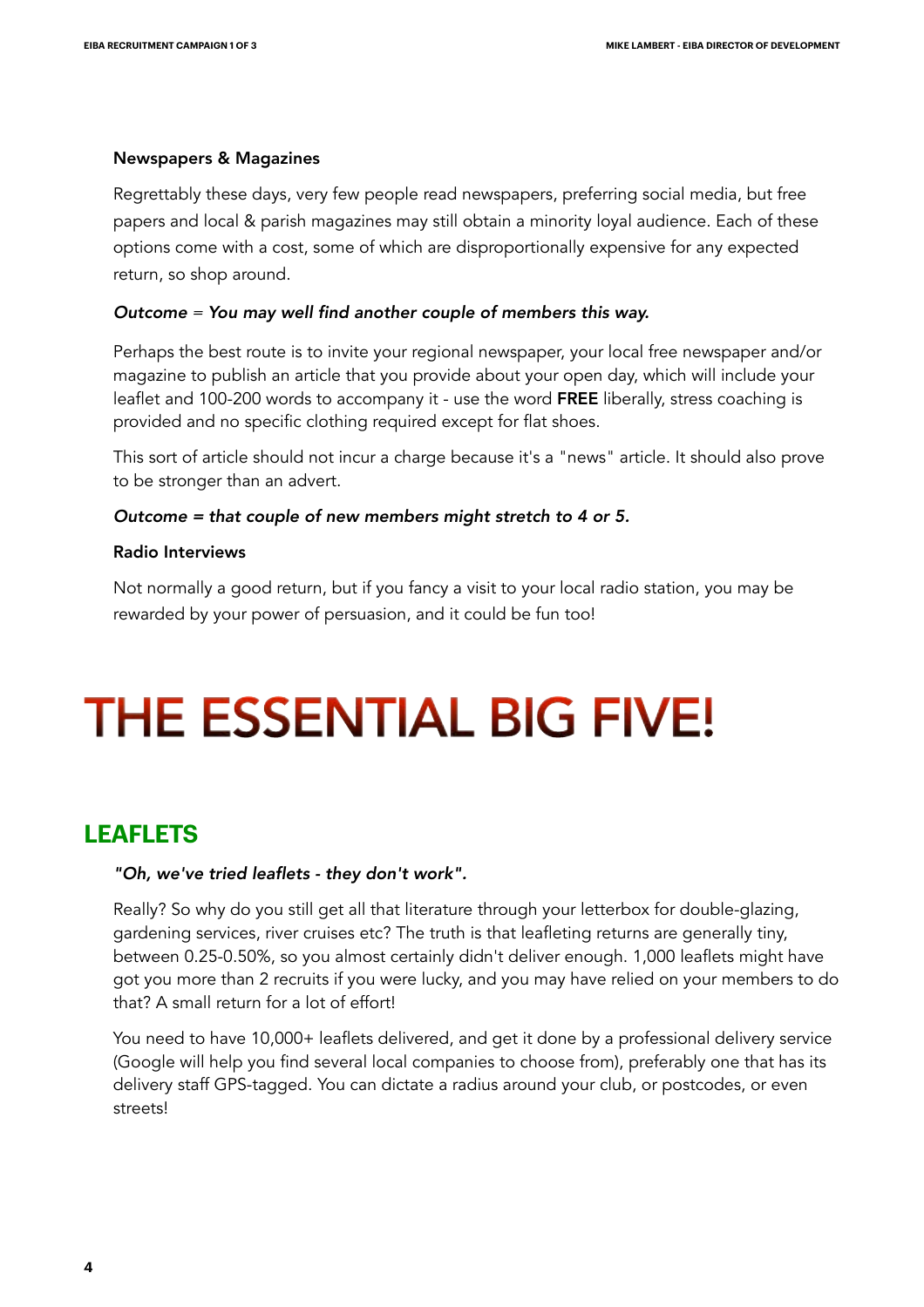**Newspapers & Magazines**

Regrettably these days, very few people read newspapers, preferring social media, but free papers and local & parish magazines may still obtain a minority loyal audience. Each of these options come with a cost, some of which are disproportionally expensive for any expected return, so shop around.

***Outcome = You may well find another couple of members this way.***

Perhaps the best route is to invite your regional newspaper, your local free newspaper and/or magazine to publish an article that you provide about your open day, which will include your leaflet and 100-200 words to accompany it - use the word **FREE** liberally, stress coaching is provided and no specific clothing required except for flat shoes.

This sort of article should not incur a charge because it's a "news" article. It should also prove to be stronger than an advert.

***Outcome = that couple of new members might stretch to 4 or 5.***

**Radio Interviews**

Not normally a good return, but if you fancy a visit to your local radio station, you may be rewarded by your power of persuasion, and it could be fun too!

# THE ESSENTIAL BIG FIVE!

## LEAFLETS

***"Oh, we've tried leaflets - they don't work".***

Really? So why do you still get all that literature through your letterbox for double-glazing, gardening services, river cruises etc? The truth is that leafleting returns are generally tiny, between 0.25-0.50%, so you almost certainly didn't deliver enough. 1,000 leaflets might have got you more than 2 recruits if you were lucky, and you may have relied on your members to do that? A small return for a lot of effort!

You need to have 10,000+ leaflets delivered, and get it done by a professional delivery service (Google will help you find several local companies to choose from), preferably one that has its delivery staff GPS-tagged. You can dictate a radius around your club, or postcodes, or even streets!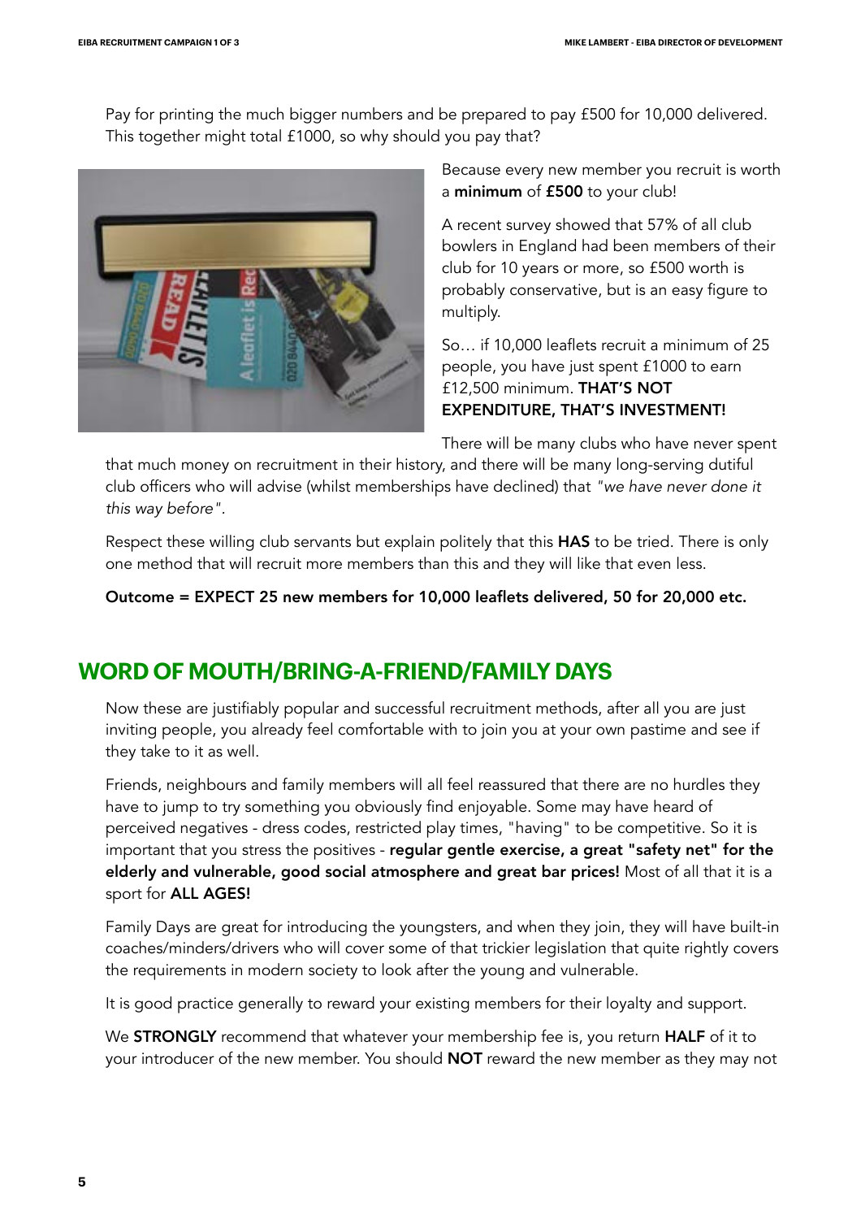Pay for printing the much bigger numbers and be prepared to pay £500 for 10,000 delivered. This together might total £1000, so why should you pay that?

Because every new member you recruit is worth a **minimum** of **£500** to your club!

A recent survey showed that 57% of all club bowlers in England had been members of their club for 10 years or more, so £500 worth is probably conservative, but is an easy figure to multiply.

So… if 10,000 leaflets recruit a minimum of 25 people, you have just spent £1000 to earn £12,500 minimum. **THAT'S NOT EXPENDITURE, THAT'S INVESTMENT!**

There will be many clubs who have never spent that much money on recruitment in their history, and there will be many long-serving dutiful club officers who will advise (whilst memberships have declined) that *"we have never done it this way before"*.

Respect these willing club servants but explain politely that this **HAS** to be tried. There is only one method that will recruit more members than this and they will like that even less.

**Outcome = EXPECT 25 new members for 10,000 leaflets delivered, 50 for 20,000 etc.**

## WORD OF MOUTH/BRING-A-FRIEND/FAMILY DAYS

Now these are justifiably popular and successful recruitment methods, after all you are just inviting people, you already feel comfortable with to join you at your own pastime and see if they take to it as well.

Friends, neighbours and family members will all feel reassured that there are no hurdles they have to jump to try something you obviously find enjoyable. Some may have heard of perceived negatives - dress codes, restricted play times, "having" to be competitive. So it is important that you stress the positives - **regular gentle exercise, a great "safety net" for the elderly and vulnerable, good social atmosphere and great bar prices!** Most of all that it is a sport for **ALL AGES!**

Family Days are great for introducing the youngsters, and when they join, they will have built-in coaches/minders/drivers who will cover some of that trickier legislation that quite rightly covers the requirements in modern society to look after the young and vulnerable.

It is good practice generally to reward your existing members for their loyalty and support.

We **STRONGLY** recommend that whatever your membership fee is, you return **HALF** of it to your introducer of the new member. You should **NOT** reward the new member as they may not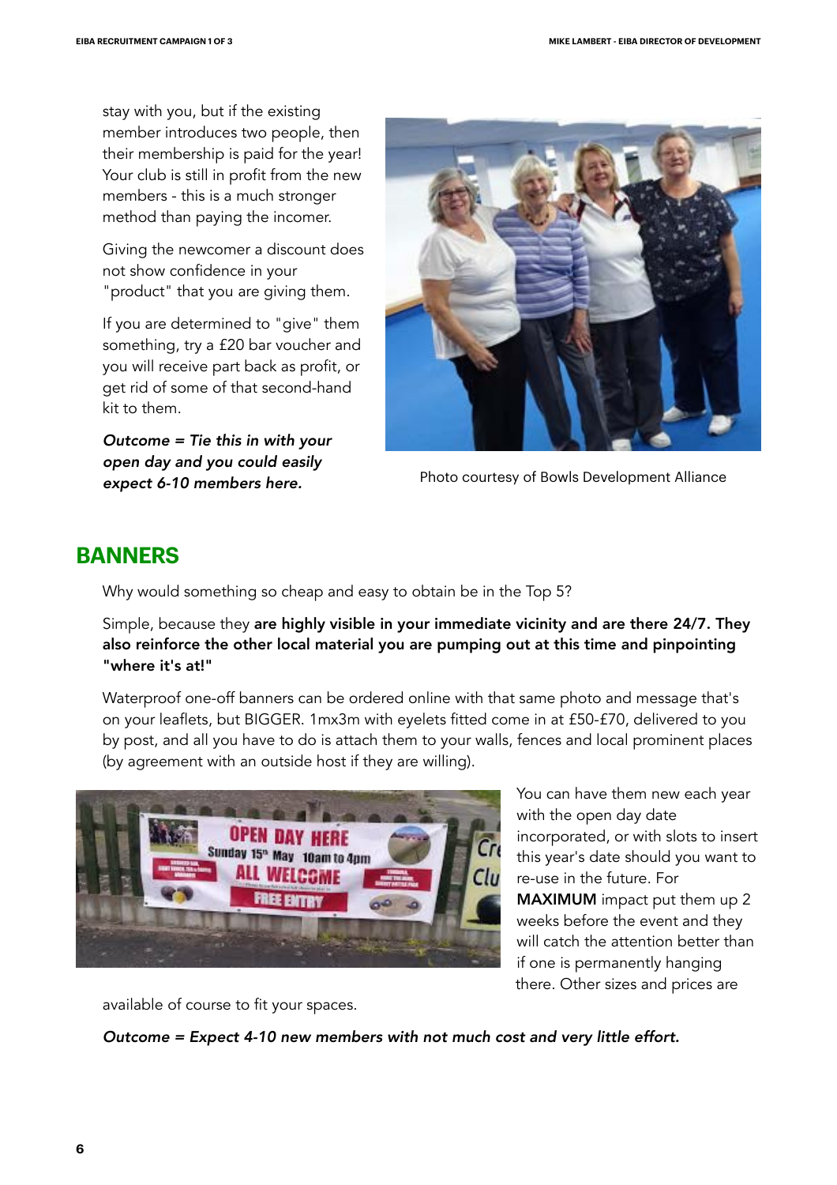stay with you, but if the existing member introduces two people, then their membership is paid for the year! Your club is still in profit from the new members - this is a much stronger method than paying the incomer.

Giving the newcomer a discount does not show confidence in your "product" that you are giving them.

If you are determined to "give" them something, try a £20 bar voucher and you will receive part back as profit, or get rid of some of that second-hand kit to them.

***Outcome = Tie this in with your open day and you could easily expect 6-10 members here.***

Photo courtesy of Bowls Development Alliance

## BANNERS

Why would something so cheap and easy to obtain be in the Top 5?

Simple, because they **are highly visible in your immediate vicinity and are there 24/7. They also reinforce the other local material you are pumping out at this time and pinpointing "where it's at!"**

Waterproof one-off banners can be ordered online with that same photo and message that's on your leaflets, but BIGGER. 1mx3m with eyelets fitted come in at £50-£70, delivered to you by post, and all you have to do is attach them to your walls, fences and local prominent places (by agreement with an outside host if they are willing).

You can have them new each year with the open day date incorporated, or with slots to insert this year's date should you want to re-use in the future. For **MAXIMUM** impact put them up 2 weeks before the event and they will catch the attention better than if one is permanently hanging there. Other sizes and prices are available of course to fit your spaces.

***Outcome = Expect 4-10 new members with not much cost and very little effort.***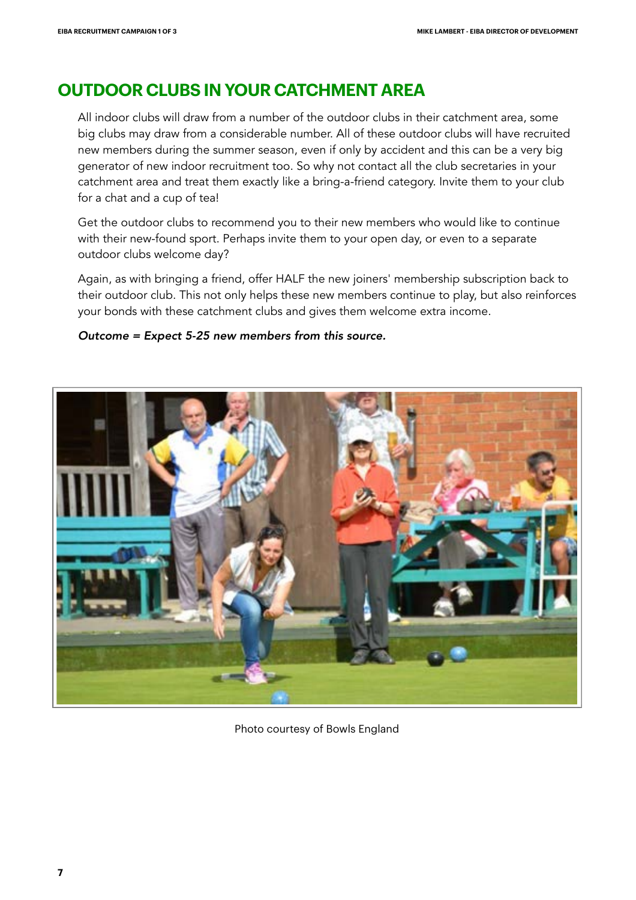## OUTDOOR CLUBS IN YOUR CATCHMENT AREA

All indoor clubs will draw from a number of the outdoor clubs in their catchment area, some big clubs may draw from a considerable number. All of these outdoor clubs will have recruited new members during the summer season, even if only by accident and this can be a very big generator of new indoor recruitment too. So why not contact all the club secretaries in your catchment area and treat them exactly like a bring-a-friend category. Invite them to your club for a chat and a cup of tea!

Get the outdoor clubs to recommend you to their new members who would like to continue with their new-found sport. Perhaps invite them to your open day, or even to a separate outdoor clubs welcome day?

Again, as with bringing a friend, offer HALF the new joiners' membership subscription back to their outdoor club. This not only helps these new members continue to play, but also reinforces your bonds with these catchment clubs and gives them welcome extra income.

***Outcome = Expect 5-25 new members from this source.***

Photo courtesy of Bowls England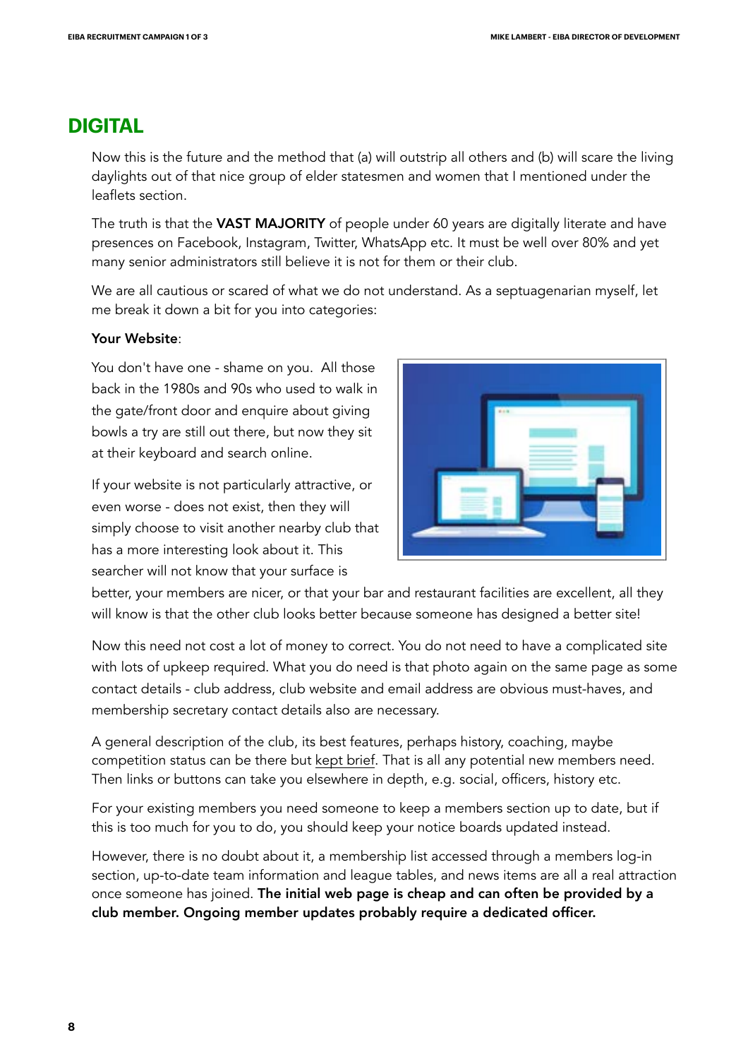## DIGITAL

Now this is the future and the method that (a) will outstrip all others and (b) will scare the living daylights out of that nice group of elder statesmen and women that I mentioned under the leaflets section.

The truth is that the **VAST MAJORITY** of people under 60 years are digitally literate and have presences on Facebook, Instagram, Twitter, WhatsApp etc. It must be well over 80% and yet many senior administrators still believe it is not for them or their club.

We are all cautious or scared of what we do not understand. As a septuagenarian myself, let me break it down a bit for you into categories:

**Your Website**:

You don't have one - shame on you. All those back in the 1980s and 90s who used to walk in the gate/front door and enquire about giving bowls a try are still out there, but now they sit at their keyboard and search online.

If your website is not particularly attractive, or even worse - does not exist, then they will simply choose to visit another nearby club that has a more interesting look about it. This searcher will not know that your surface is better, your members are nicer, or that your bar and restaurant facilities are excellent, all they will know is that the other club looks better because someone has designed a better site!

Now this need not cost a lot of money to correct. You do not need to have a complicated site with lots of upkeep required. What you do need is that photo again on the same page as some contact details - club address, club website and email address are obvious must-haves, and membership secretary contact details also are necessary.

A general description of the club, its best features, perhaps history, coaching, maybe competition status can be there but kept brief. That is all any potential new members need. Then links or buttons can take you elsewhere in depth, e.g. social, officers, history etc.

For your existing members you need someone to keep a members section up to date, but if this is too much for you to do, you should keep your notice boards updated instead.

However, there is no doubt about it, a membership list accessed through a members log-in section, up-to-date team information and league tables, and news items are all a real attraction once someone has joined. **The initial web page is cheap and can often be provided by a club member. Ongoing member updates probably require a dedicated officer.**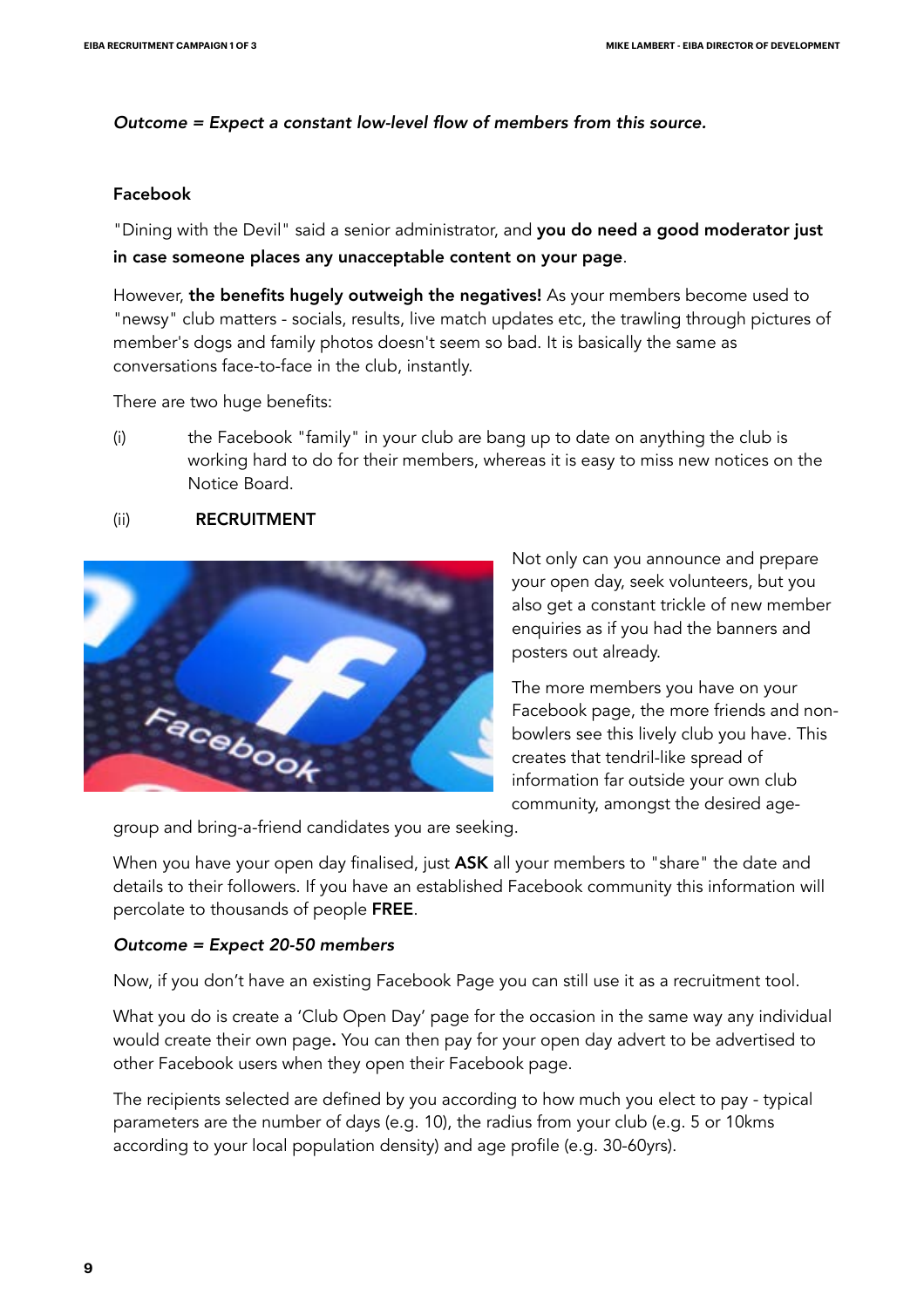*Outcome = Expect a constant low-level flow of members from this source.*

**Facebook**

"Dining with the Devil" said a senior administrator, and **you do need a good moderator just in case someone places any unacceptable content on your page**.

However, **the benefits hugely outweigh the negatives!** As your members become used to "newsy" club matters - socials, results, live match updates etc, the trawling through pictures of member's dogs and family photos doesn't seem so bad. It is basically the same as conversations face-to-face in the club, instantly.

There are two huge benefits:

(i) the Facebook "family" in your club are bang up to date on anything the club is working hard to do for their members, whereas it is easy to miss new notices on the Notice Board.

(ii) **RECRUITMENT**

Not only can you announce and prepare your open day, seek volunteers, but you also get a constant trickle of new member enquiries as if you had the banners and posters out already.

The more members you have on your Facebook page, the more friends and non-bowlers see this lively club you have. This creates that tendril-like spread of information far outside your own club community, amongst the desired age-group and bring-a-friend candidates you are seeking.

When you have your open day finalised, just **ASK** all your members to "share" the date and details to their followers. If you have an established Facebook community this information will percolate to thousands of people **FREE**.

***Outcome = Expect 20-50 members***

Now, if you don't have an existing Facebook Page you can still use it as a recruitment tool.

What you do is create a 'Club Open Day' page for the occasion in the same way any individual would create their own page**.** You can then pay for your open day advert to be advertised to other Facebook users when they open their Facebook page.

The recipients selected are defined by you according to how much you elect to pay - typical parameters are the number of days (e.g. 10), the radius from your club (e.g. 5 or 10kms according to your local population density) and age profile (e.g. 30-60yrs).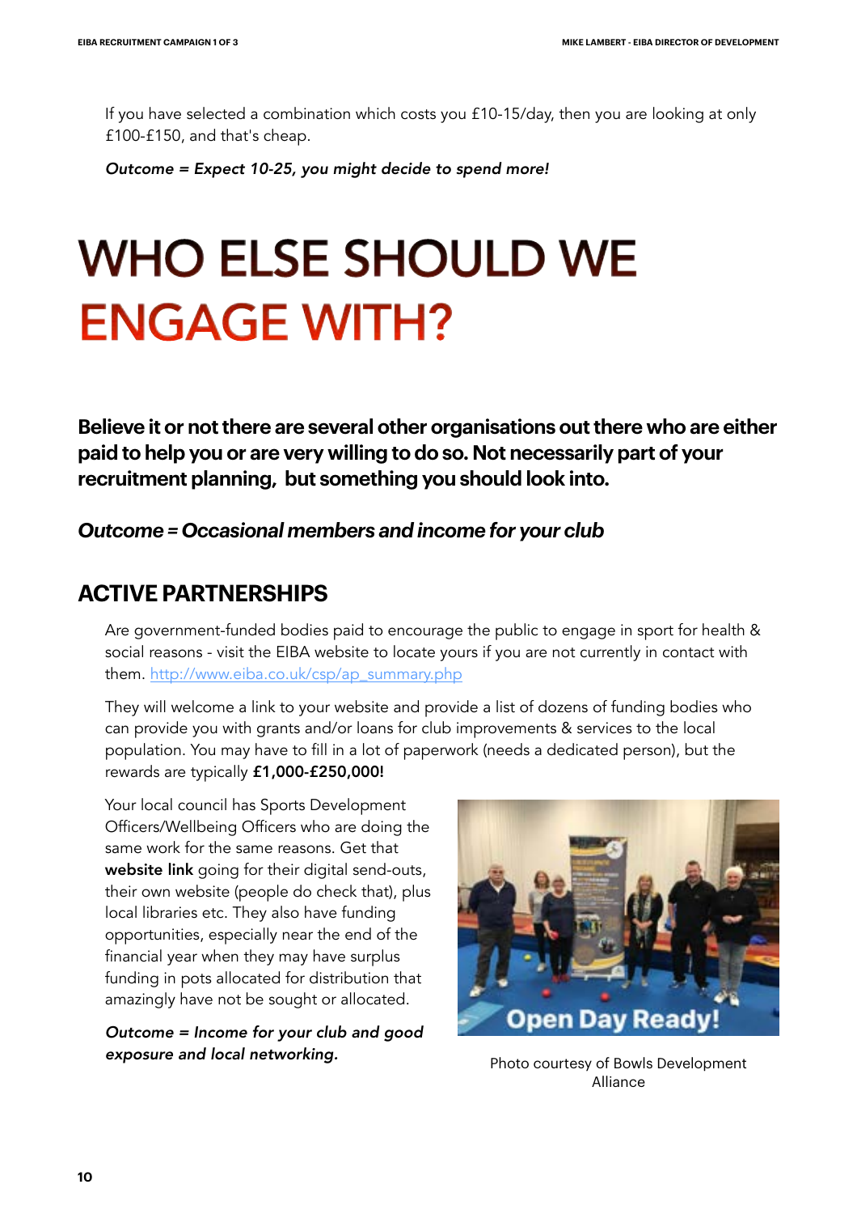If you have selected a combination which costs you £10-15/day, then you are looking at only £100-£150, and that's cheap.

***Outcome = Expect 10-25, you might decide to spend more!***

# WHO ELSE SHOULD WE ENGAGE WITH?

**Believe it or not there are several other organisations out there who are either paid to help you or are very willing to do so. Not necessarily part of your recruitment planning, but something you should look into.**

***Outcome = Occasional members and income for your club***

## ACTIVE PARTNERSHIPS

Are government-funded bodies paid to encourage the public to engage in sport for health & social reasons - visit the EIBA website to locate yours if you are not currently in contact with them. http://www.eiba.co.uk/csp/ap_summary.php

They will welcome a link to your website and provide a list of dozens of funding bodies who can provide you with grants and/or loans for club improvements & services to the local population. You may have to fill in a lot of paperwork (needs a dedicated person), but the rewards are typically **£1,000-£250,000!**

Your local council has Sports Development Officers/Wellbeing Officers who are doing the same work for the same reasons. Get that **website link** going for their digital send-outs, their own website (people do check that), plus local libraries etc. They also have funding opportunities, especially near the end of the financial year when they may have surplus funding in pots allocated for distribution that amazingly have not be sought or allocated.

***Outcome = Income for your club and good exposure and local networking.***

Open Day Ready!

Photo courtesy of Bowls Development Alliance